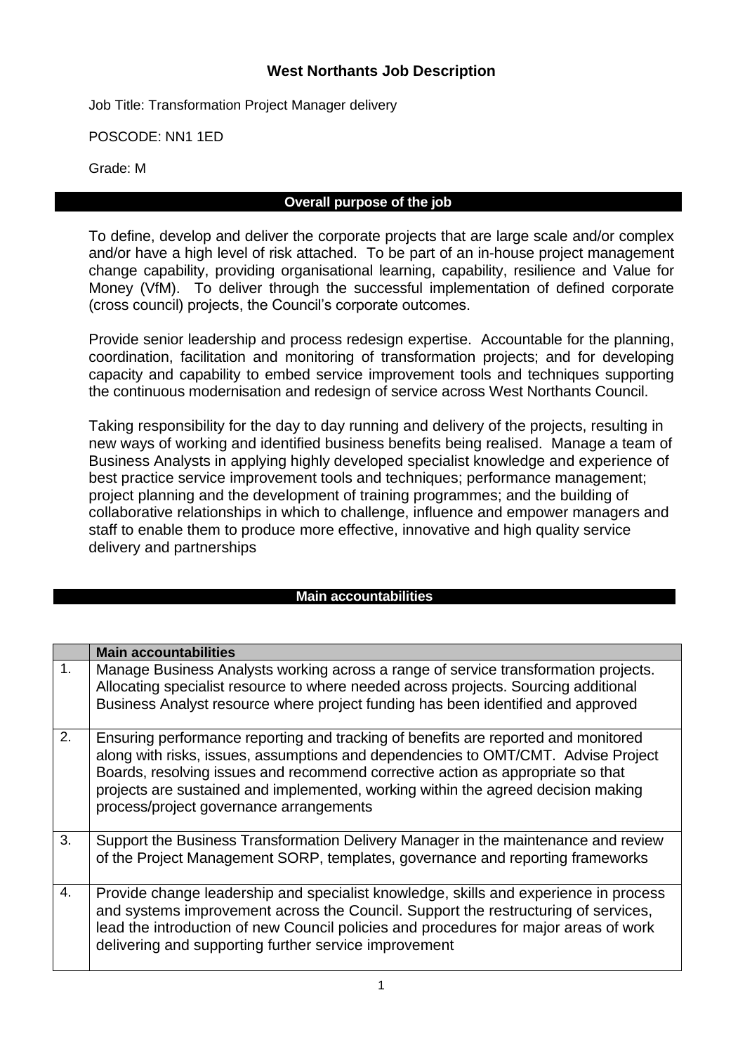# West Northants Job Description

Job Title: Transformation Project Manager delivery

POSCODE: NN1 1ED

Grade: M

## Overall purpose of the job

To define, develop and deliver the corporate projects that are large scale and/or complex and/or have a high level of risk attached. To be part of an in-house project management change capability, providing organisational learning, capability, resilience and Value for Money (VfM). To deliver through the successful implementation of defined corporate (cross council) projects, the Council's corporate outcomes.

Provide senior leadership and process redesign expertise. Accountable for the planning, coordination, facilitation and monitoring of transformation projects; and for developing capacity and capability to embed service improvement tools and techniques supporting the continuous modernisation and redesign of service across West Northants Council.

Taking responsibility for the day to day running and delivery of the projects, resulting in new ways of working and identified business benefits being realised. Manage a team of Business Analysts in applying highly developed specialist knowledge and experience of best practice service improvement tools and techniques; performance management; project planning and the development of training programmes; and the building of collaborative relationships in which to challenge, influence and empower managers and staff to enable them to produce more effective, innovative and high quality service delivery and partnerships

## Main accountabilities

| | **Main accountabilities** |
|---|---|
| 1. | Manage Business Analysts working across a range of service transformation projects. Allocating specialist resource to where needed across projects. Sourcing additional Business Analyst resource where project funding has been identified and approved |
| 2. | Ensuring performance reporting and tracking of benefits are reported and monitored along with risks, issues, assumptions and dependencies to OMT/CMT. Advise Project Boards, resolving issues and recommend corrective action as appropriate so that projects are sustained and implemented, working within the agreed decision making process/project governance arrangements |
| 3. | Support the Business Transformation Delivery Manager in the maintenance and review of the Project Management SORP, templates, governance and reporting frameworks |
| 4. | Provide change leadership and specialist knowledge, skills and experience in process and systems improvement across the Council. Support the restructuring of services, lead the introduction of new Council policies and procedures for major areas of work delivering and supporting further service improvement |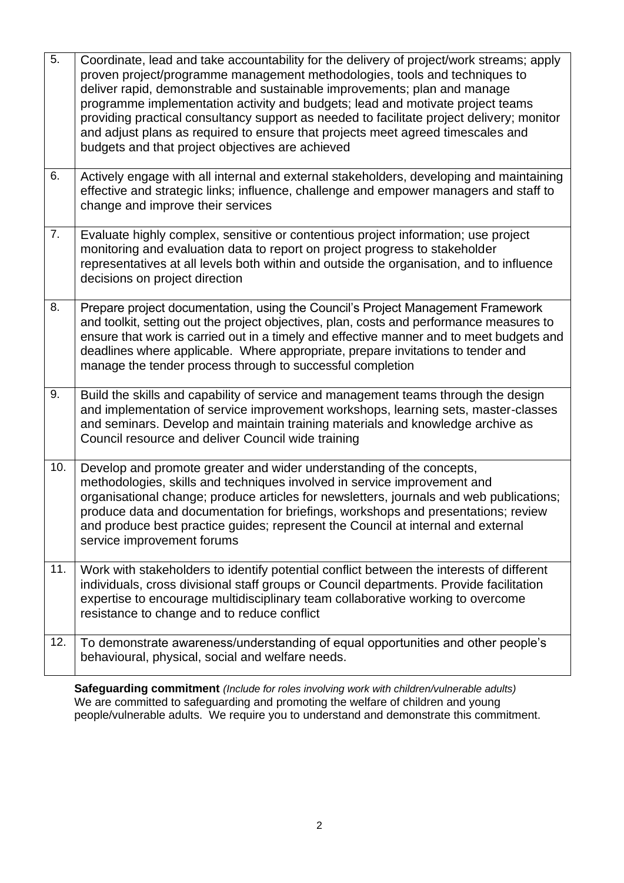| | |
|---|---|
| 5. | Coordinate, lead and take accountability for the delivery of project/work streams; apply proven project/programme management methodologies, tools and techniques to deliver rapid, demonstrable and sustainable improvements; plan and manage programme implementation activity and budgets; lead and motivate project teams providing practical consultancy support as needed to facilitate project delivery; monitor and adjust plans as required to ensure that projects meet agreed timescales and budgets and that project objectives are achieved |
| 6. | Actively engage with all internal and external stakeholders, developing and maintaining effective and strategic links; influence, challenge and empower managers and staff to change and improve their services |
| 7. | Evaluate highly complex, sensitive or contentious project information; use project monitoring and evaluation data to report on project progress to stakeholder representatives at all levels both within and outside the organisation, and to influence decisions on project direction |
| 8. | Prepare project documentation, using the Council's Project Management Framework and toolkit, setting out the project objectives, plan, costs and performance measures to ensure that work is carried out in a timely and effective manner and to meet budgets and deadlines where applicable. Where appropriate, prepare invitations to tender and manage the tender process through to successful completion |
| 9. | Build the skills and capability of service and management teams through the design and implementation of service improvement workshops, learning sets, master-classes and seminars. Develop and maintain training materials and knowledge archive as Council resource and deliver Council wide training |
| 10. | Develop and promote greater and wider understanding of the concepts, methodologies, skills and techniques involved in service improvement and organisational change; produce articles for newsletters, journals and web publications; produce data and documentation for briefings, workshops and presentations; review and produce best practice guides; represent the Council at internal and external service improvement forums |
| 11. | Work with stakeholders to identify potential conflict between the interests of different individuals, cross divisional staff groups or Council departments. Provide facilitation expertise to encourage multidisciplinary team collaborative working to overcome resistance to change and to reduce conflict |
| 12. | To demonstrate awareness/understanding of equal opportunities and other people's behavioural, physical, social and welfare needs. |

**Safeguarding commitment** *(Include for roles involving work with children/vulnerable adults)*
We are committed to safeguarding and promoting the welfare of children and young people/vulnerable adults. We require you to understand and demonstrate this commitment.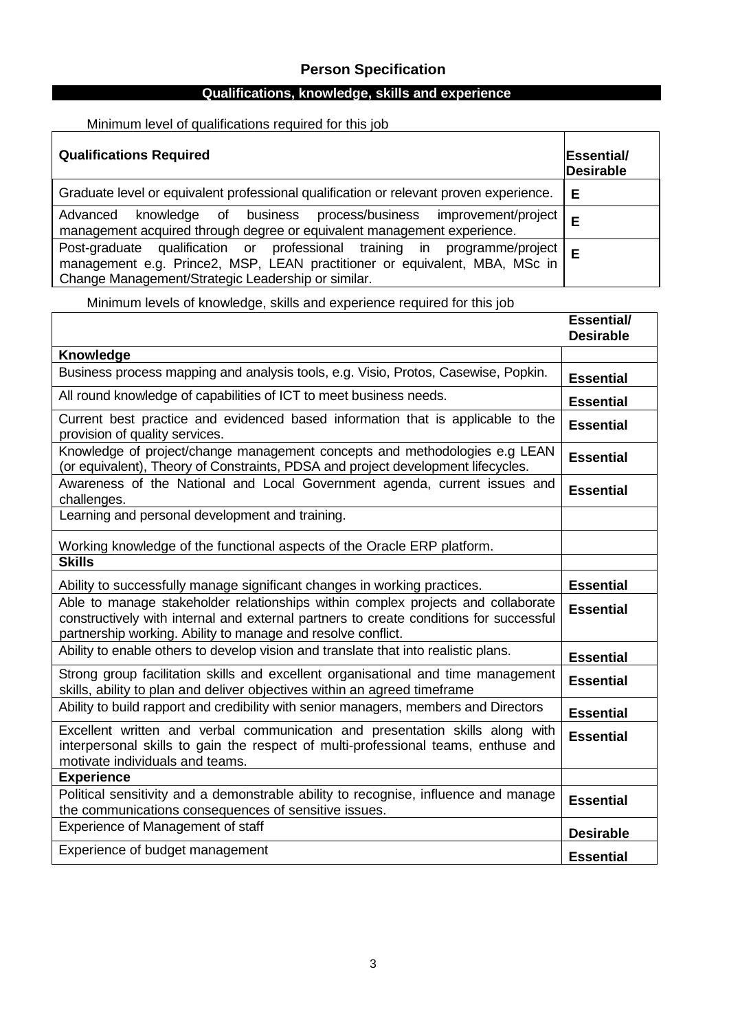## Person Specification

### Qualifications, knowledge, skills and experience

Minimum level of qualifications required for this job

| Qualifications Required | Essential/ Desirable |
|---|---|
| Graduate level or equivalent professional qualification or relevant proven experience. | E |
| Advanced knowledge of business process/business improvement/project management acquired through degree or equivalent management experience. | E |
| Post-graduate qualification or professional training in programme/project management e.g. Prince2, MSP, LEAN practitioner or equivalent, MBA, MSc in Change Management/Strategic Leadership or similar. | E |

Minimum levels of knowledge, skills and experience required for this job

| | Essential/ Desirable |
|---|---|
| **Knowledge** | |
| Business process mapping and analysis tools, e.g. Visio, Protos, Casewise, Popkin. | Essential |
| All round knowledge of capabilities of ICT to meet business needs. | Essential |
| Current best practice and evidenced based information that is applicable to the provision of quality services. | Essential |
| Knowledge of project/change management concepts and methodologies e.g LEAN (or equivalent), Theory of Constraints, PDSA and project development lifecycles. | Essential |
| Awareness of the National and Local Government agenda, current issues and challenges. | Essential |
| Learning and personal development and training. | |
| Working knowledge of the functional aspects of the Oracle ERP platform. | |
| **Skills** | |
| Ability to successfully manage significant changes in working practices. | Essential |
| Able to manage stakeholder relationships within complex projects and collaborate constructively with internal and external partners to create conditions for successful partnership working. Ability to manage and resolve conflict. | Essential |
| Ability to enable others to develop vision and translate that into realistic plans. | Essential |
| Strong group facilitation skills and excellent organisational and time management skills, ability to plan and deliver objectives within an agreed timeframe | Essential |
| Ability to build rapport and credibility with senior managers, members and Directors | Essential |
| Excellent written and verbal communication and presentation skills along with interpersonal skills to gain the respect of multi-professional teams, enthuse and motivate individuals and teams. | Essential |
| **Experience** | |
| Political sensitivity and a demonstrable ability to recognise, influence and manage the communications consequences of sensitive issues. | Essential |
| Experience of Management of staff | Desirable |
| Experience of budget management | Essential |